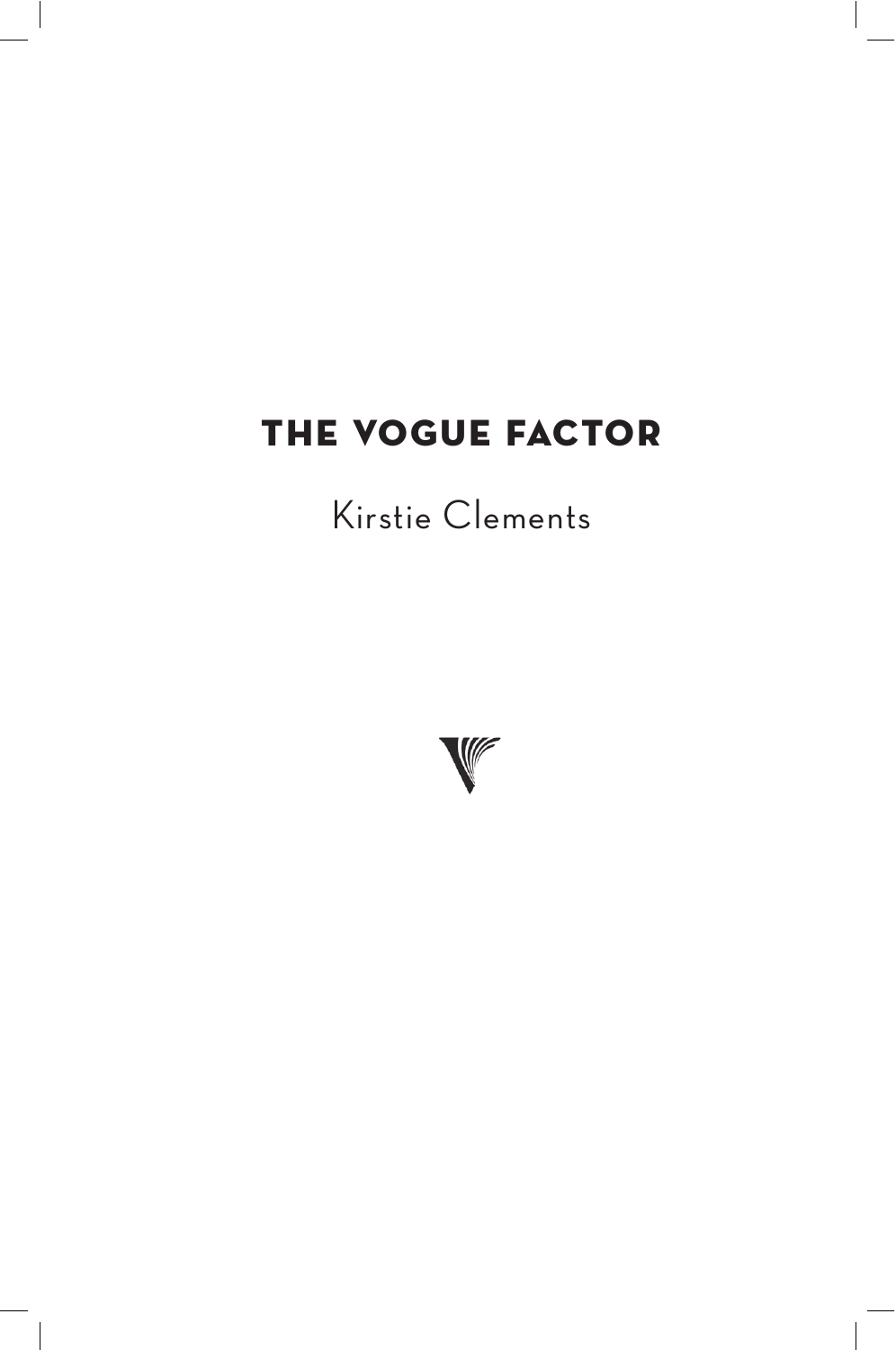# THE VOGUE FACTOR

Kirstie Clements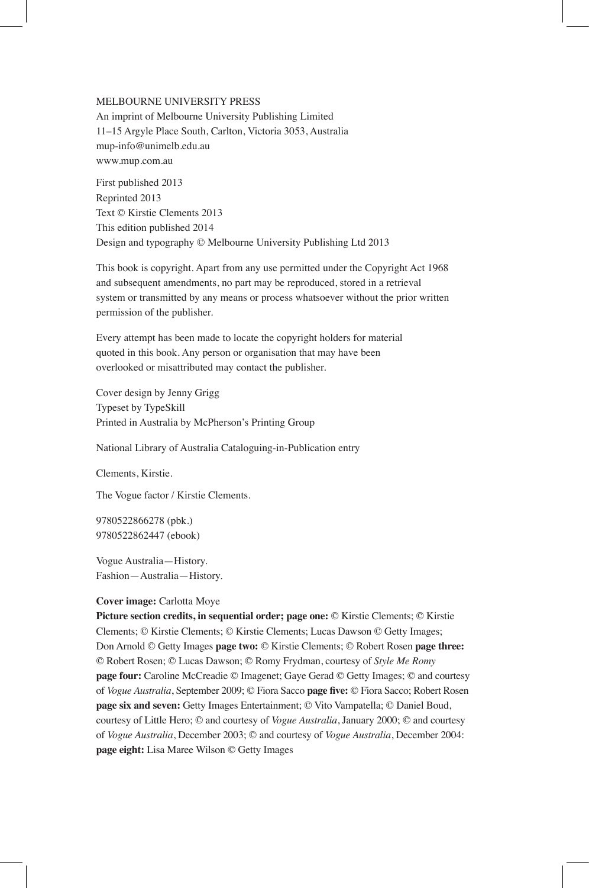MELBOURNE UNIVERSITY PRESS
An imprint of Melbourne University Publishing Limited
11–15 Argyle Place South, Carlton, Victoria 3053, Australia
mup-info@unimelb.edu.au
www.mup.com.au

First published 2013
Reprinted 2013
Text © Kirstie Clements 2013
This edition published 2014
Design and typography © Melbourne University Publishing Ltd 2013

This book is copyright. Apart from any use permitted under the Copyright Act 1968 and subsequent amendments, no part may be reproduced, stored in a retrieval system or transmitted by any means or process whatsoever without the prior written permission of the publisher.

Every attempt has been made to locate the copyright holders for material quoted in this book. Any person or organisation that may have been overlooked or misattributed may contact the publisher.

Cover design by Jenny Grigg
Typeset by TypeSkill
Printed in Australia by McPherson's Printing Group

National Library of Australia Cataloguing-in-Publication entry

Clements, Kirstie.

The Vogue factor / Kirstie Clements.

9780522866278 (pbk.)
9780522862447 (ebook)

Vogue Australia—History.
Fashion—Australia—History.

**Cover image:** Carlotta Moye
**Picture section credits, in sequential order; page one:** © Kirstie Clements; © Kirstie Clements; © Kirstie Clements; © Kirstie Clements; Lucas Dawson © Getty Images; Don Arnold © Getty Images **page two:** © Kirstie Clements; © Robert Rosen **page three:** © Robert Rosen; © Lucas Dawson; © Romy Frydman, courtesy of *Style Me Romy* **page four:** Caroline McCreadie © Imagenet; Gaye Gerad © Getty Images; © and courtesy of *Vogue Australia*, September 2009; © Fiora Sacco **page five:** © Fiora Sacco; Robert Rosen **page six and seven:** Getty Images Entertainment; © Vito Vampatella; © Daniel Boud, courtesy of Little Hero; © and courtesy of *Vogue Australia*, January 2000; © and courtesy of *Vogue Australia*, December 2003; © and courtesy of *Vogue Australia*, December 2004: **page eight:** Lisa Maree Wilson © Getty Images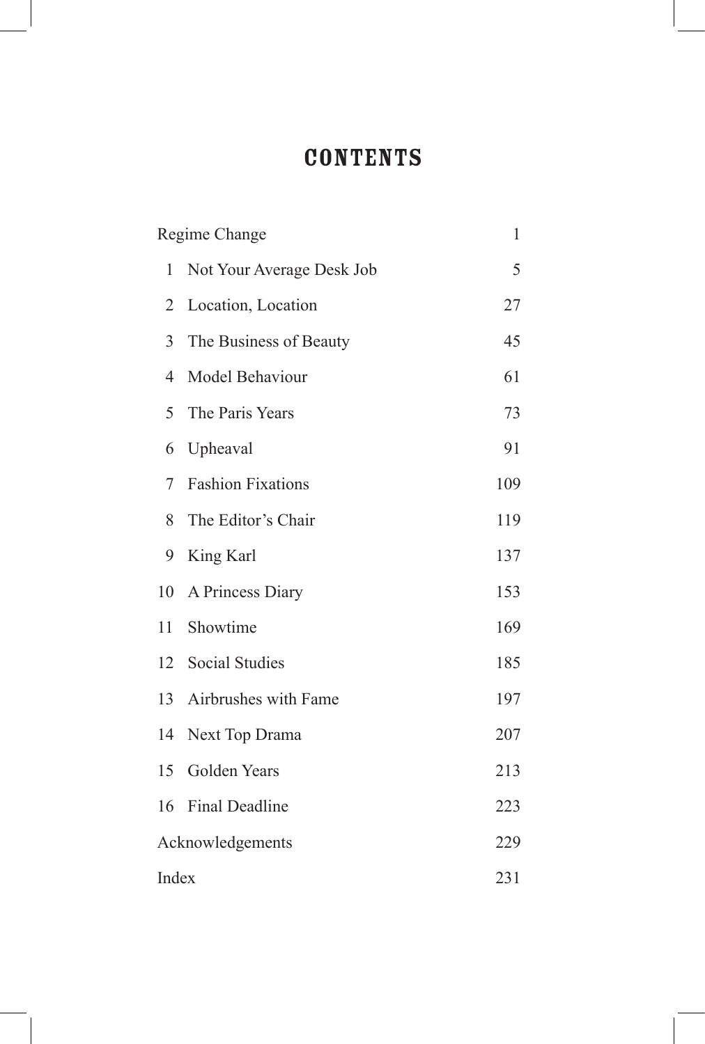# CONTENTS

| | | |
|---|---|---|
| Regime Change | | 1 |
| 1 | Not Your Average Desk Job | 5 |
| 2 | Location, Location | 27 |
| 3 | The Business of Beauty | 45 |
| 4 | Model Behaviour | 61 |
| 5 | The Paris Years | 73 |
| 6 | Upheaval | 91 |
| 7 | Fashion Fixations | 109 |
| 8 | The Editor's Chair | 119 |
| 9 | King Karl | 137 |
| 10 | A Princess Diary | 153 |
| 11 | Showtime | 169 |
| 12 | Social Studies | 185 |
| 13 | Airbrushes with Fame | 197 |
| 14 | Next Top Drama | 207 |
| 15 | Golden Years | 213 |
| 16 | Final Deadline | 223 |
| Acknowledgements | | 229 |
| Index | | 231 |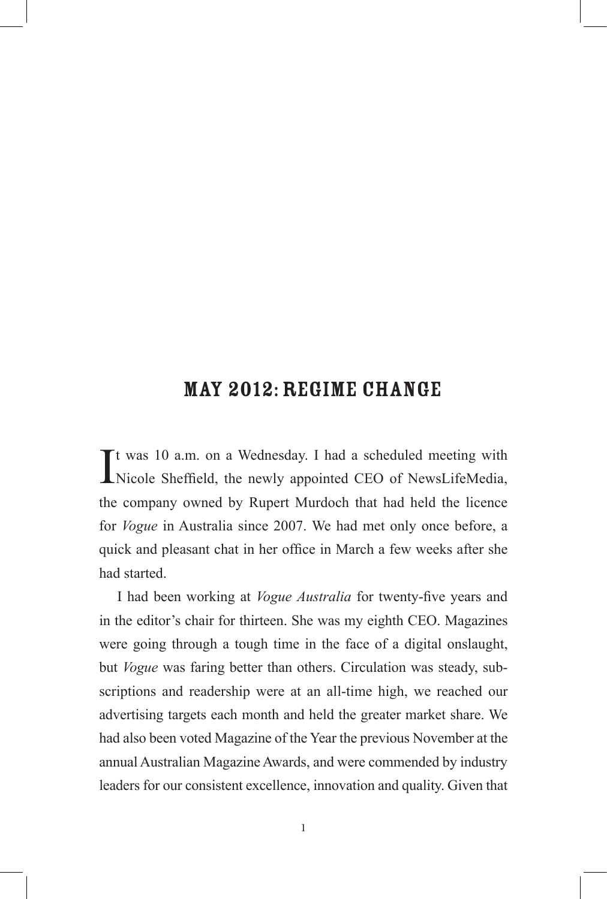# MAY 2012: REGIME CHANGE

It was 10 a.m. on a Wednesday. I had a scheduled meeting with Nicole Sheffield, the newly appointed CEO of NewsLifeMedia, the company owned by Rupert Murdoch that had held the licence for *Vogue* in Australia since 2007. We had met only once before, a quick and pleasant chat in her office in March a few weeks after she had started.

I had been working at *Vogue Australia* for twenty-five years and in the editor's chair for thirteen. She was my eighth CEO. Magazines were going through a tough time in the face of a digital onslaught, but *Vogue* was faring better than others. Circulation was steady, subscriptions and readership were at an all-time high, we reached our advertising targets each month and held the greater market share. We had also been voted Magazine of the Year the previous November at the annual Australian Magazine Awards, and were commended by industry leaders for our consistent excellence, innovation and quality. Given that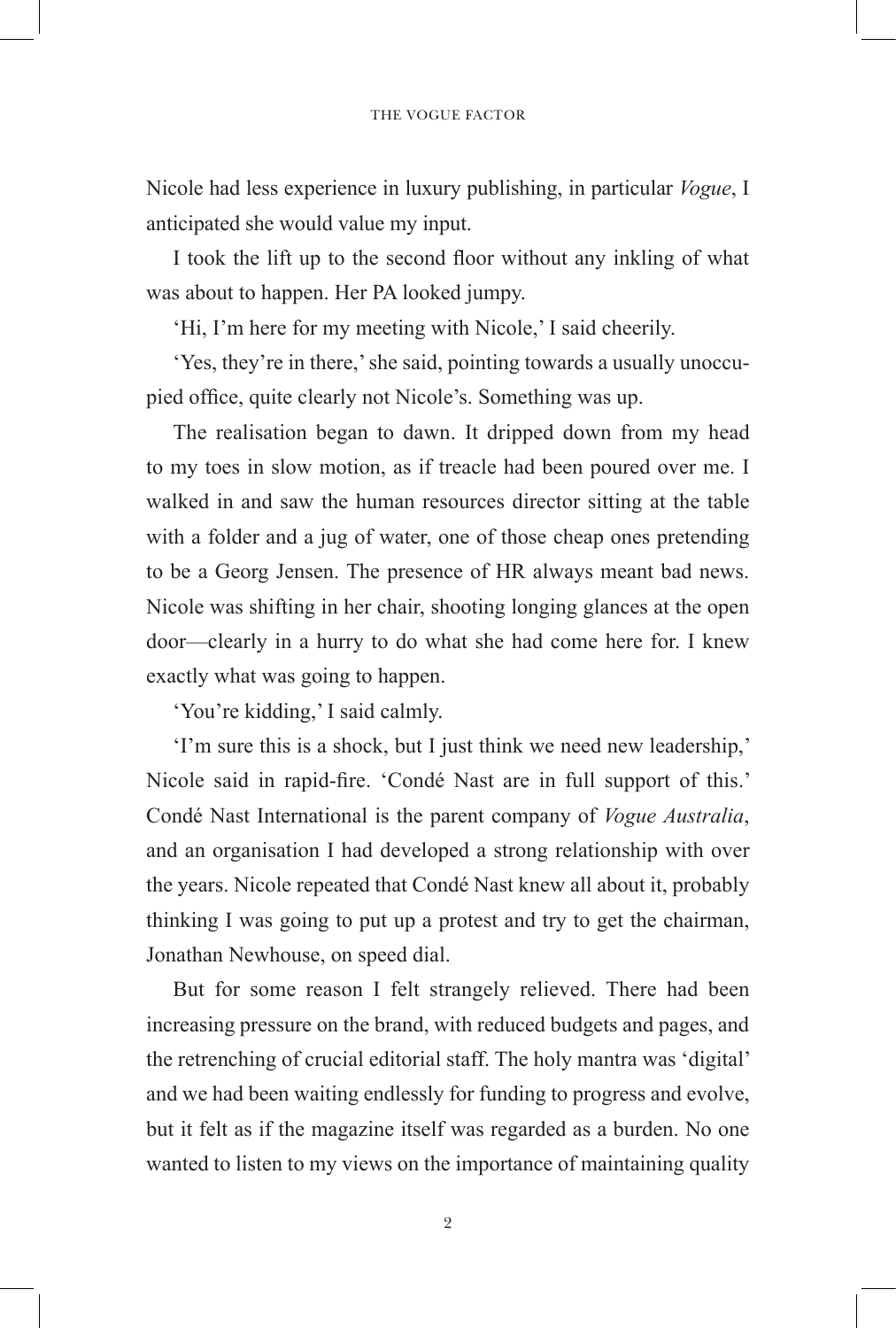Nicole had less experience in luxury publishing, in particular *Vogue*, I anticipated she would value my input.

I took the lift up to the second floor without any inkling of what was about to happen. Her PA looked jumpy.

'Hi, I'm here for my meeting with Nicole,' I said cheerily.

'Yes, they're in there,' she said, pointing towards a usually unoccupied office, quite clearly not Nicole's. Something was up.

The realisation began to dawn. It dripped down from my head to my toes in slow motion, as if treacle had been poured over me. I walked in and saw the human resources director sitting at the table with a folder and a jug of water, one of those cheap ones pretending to be a Georg Jensen. The presence of HR always meant bad news. Nicole was shifting in her chair, shooting longing glances at the open door—clearly in a hurry to do what she had come here for. I knew exactly what was going to happen.

'You're kidding,' I said calmly.

'I'm sure this is a shock, but I just think we need new leadership,' Nicole said in rapid-fire. 'Condé Nast are in full support of this.' Condé Nast International is the parent company of *Vogue Australia*, and an organisation I had developed a strong relationship with over the years. Nicole repeated that Condé Nast knew all about it, probably thinking I was going to put up a protest and try to get the chairman, Jonathan Newhouse, on speed dial.

But for some reason I felt strangely relieved. There had been increasing pressure on the brand, with reduced budgets and pages, and the retrenching of crucial editorial staff. The holy mantra was 'digital' and we had been waiting endlessly for funding to progress and evolve, but it felt as if the magazine itself was regarded as a burden. No one wanted to listen to my views on the importance of maintaining quality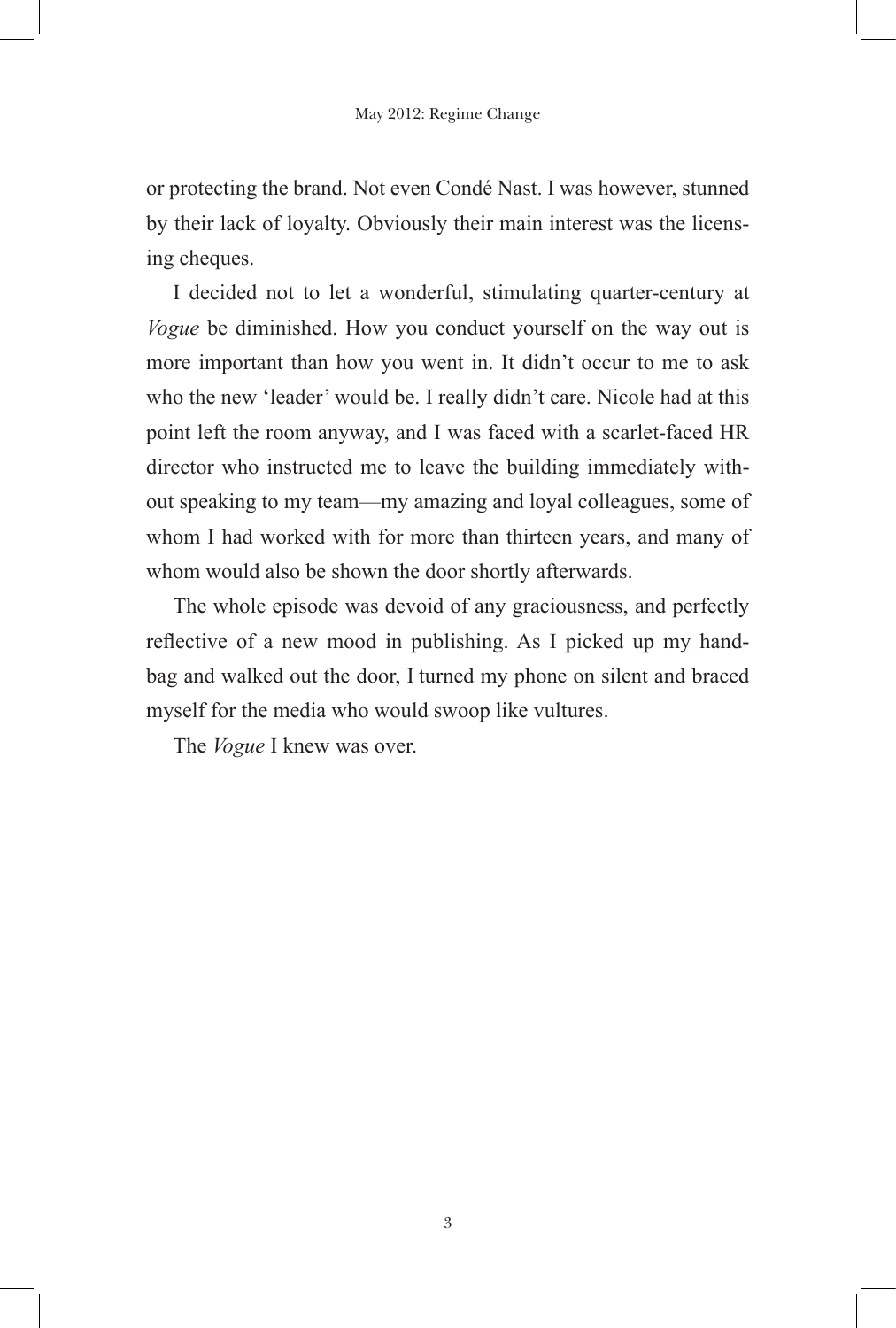or protecting the brand. Not even Condé Nast. I was however, stunned by their lack of loyalty. Obviously their main interest was the licensing cheques.

I decided not to let a wonderful, stimulating quarter-century at *Vogue* be diminished. How you conduct yourself on the way out is more important than how you went in. It didn't occur to me to ask who the new 'leader' would be. I really didn't care. Nicole had at this point left the room anyway, and I was faced with a scarlet-faced HR director who instructed me to leave the building immediately without speaking to my team—my amazing and loyal colleagues, some of whom I had worked with for more than thirteen years, and many of whom would also be shown the door shortly afterwards.

The whole episode was devoid of any graciousness, and perfectly reflective of a new mood in publishing. As I picked up my handbag and walked out the door, I turned my phone on silent and braced myself for the media who would swoop like vultures.

The *Vogue* I knew was over.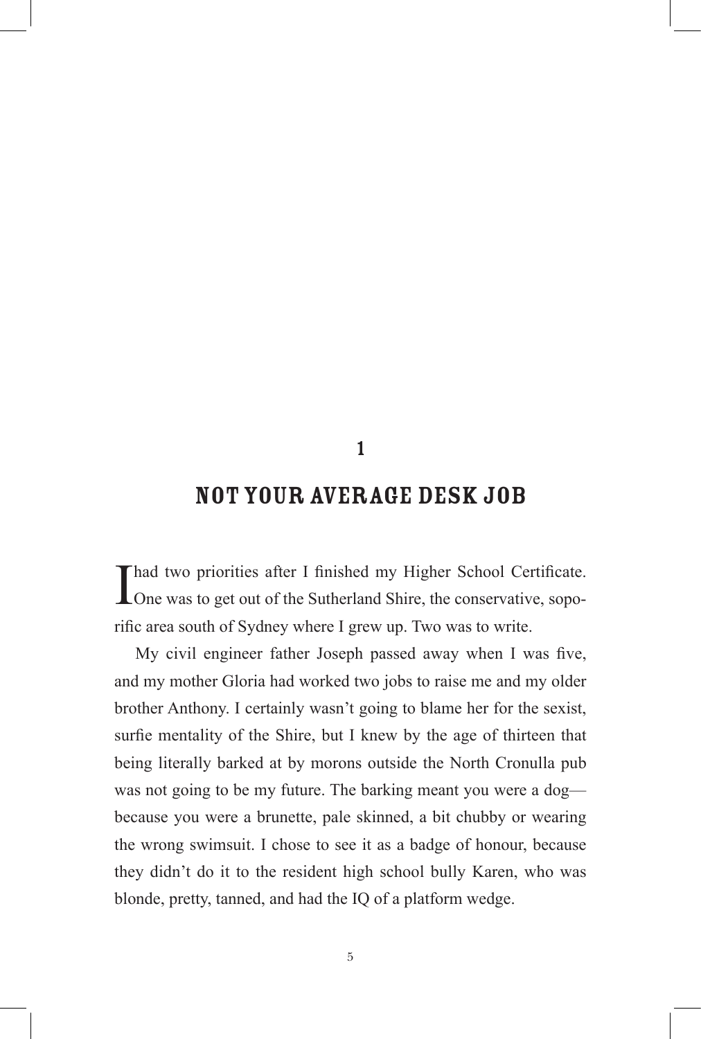# 1

# NOT YOUR AVERAGE DESK JOB

I had two priorities after I finished my Higher School Certificate. One was to get out of the Sutherland Shire, the conservative, soporific area south of Sydney where I grew up. Two was to write.

My civil engineer father Joseph passed away when I was five, and my mother Gloria had worked two jobs to raise me and my older brother Anthony. I certainly wasn't going to blame her for the sexist, surfie mentality of the Shire, but I knew by the age of thirteen that being literally barked at by morons outside the North Cronulla pub was not going to be my future. The barking meant you were a dog—because you were a brunette, pale skinned, a bit chubby or wearing the wrong swimsuit. I chose to see it as a badge of honour, because they didn't do it to the resident high school bully Karen, who was blonde, pretty, tanned, and had the IQ of a platform wedge.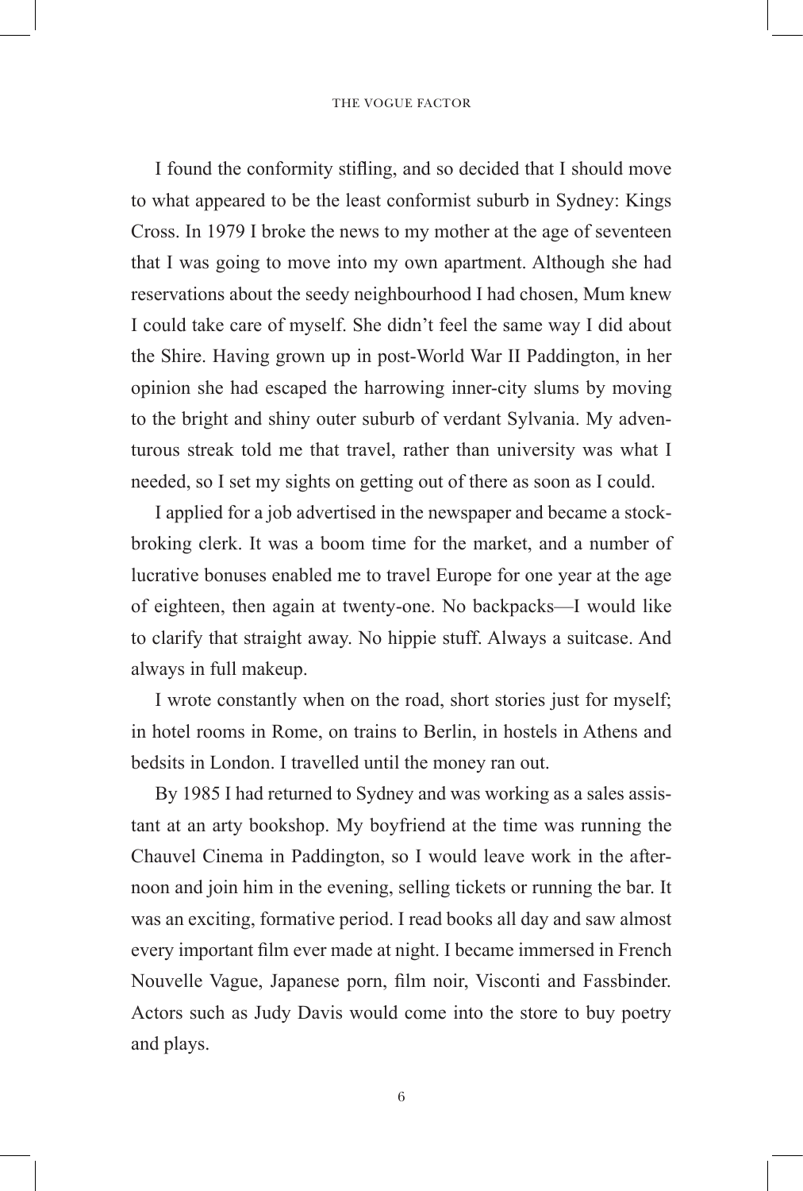I found the conformity stifling, and so decided that I should move to what appeared to be the least conformist suburb in Sydney: Kings Cross. In 1979 I broke the news to my mother at the age of seventeen that I was going to move into my own apartment. Although she had reservations about the seedy neighbourhood I had chosen, Mum knew I could take care of myself. She didn't feel the same way I did about the Shire. Having grown up in post-World War II Paddington, in her opinion she had escaped the harrowing inner-city slums by moving to the bright and shiny outer suburb of verdant Sylvania. My adventurous streak told me that travel, rather than university was what I needed, so I set my sights on getting out of there as soon as I could.

I applied for a job advertised in the newspaper and became a stockbroking clerk. It was a boom time for the market, and a number of lucrative bonuses enabled me to travel Europe for one year at the age of eighteen, then again at twenty-one. No backpacks—I would like to clarify that straight away. No hippie stuff. Always a suitcase. And always in full makeup.

I wrote constantly when on the road, short stories just for myself; in hotel rooms in Rome, on trains to Berlin, in hostels in Athens and bedsits in London. I travelled until the money ran out.

By 1985 I had returned to Sydney and was working as a sales assistant at an arty bookshop. My boyfriend at the time was running the Chauvel Cinema in Paddington, so I would leave work in the afternoon and join him in the evening, selling tickets or running the bar. It was an exciting, formative period. I read books all day and saw almost every important film ever made at night. I became immersed in French Nouvelle Vague, Japanese porn, film noir, Visconti and Fassbinder. Actors such as Judy Davis would come into the store to buy poetry and plays.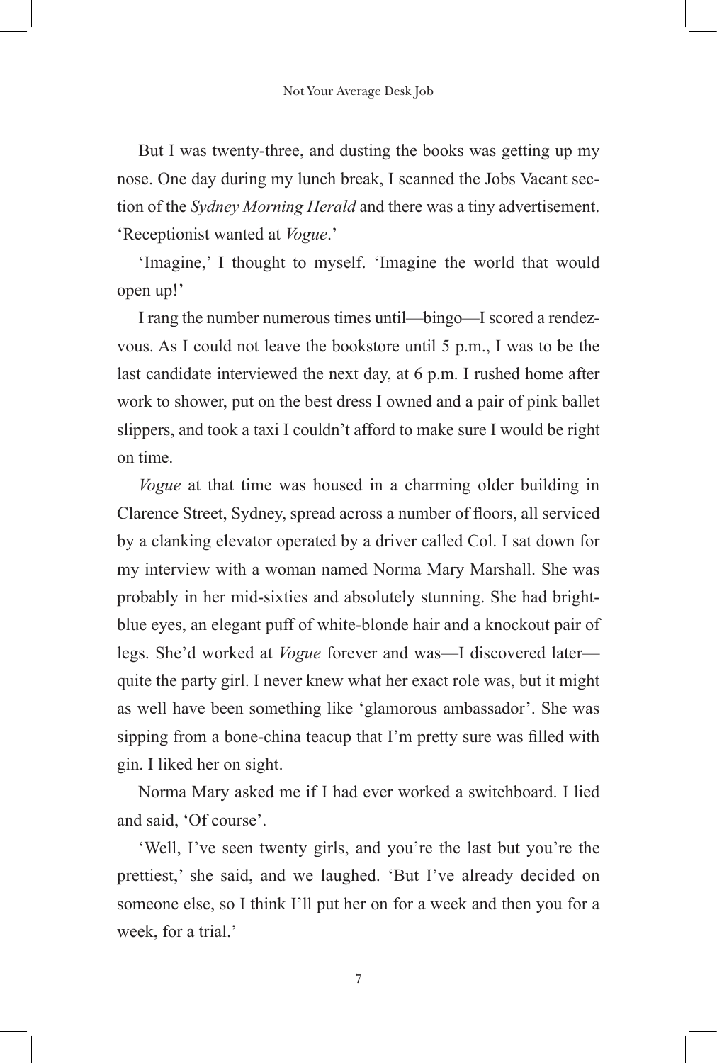But I was twenty-three, and dusting the books was getting up my nose. One day during my lunch break, I scanned the Jobs Vacant section of the *Sydney Morning Herald* and there was a tiny advertisement. 'Receptionist wanted at *Vogue*.'

'Imagine,' I thought to myself. 'Imagine the world that would open up!'

I rang the number numerous times until—bingo—I scored a rendezvous. As I could not leave the bookstore until 5 p.m., I was to be the last candidate interviewed the next day, at 6 p.m. I rushed home after work to shower, put on the best dress I owned and a pair of pink ballet slippers, and took a taxi I couldn't afford to make sure I would be right on time.

*Vogue* at that time was housed in a charming older building in Clarence Street, Sydney, spread across a number of floors, all serviced by a clanking elevator operated by a driver called Col. I sat down for my interview with a woman named Norma Mary Marshall. She was probably in her mid-sixties and absolutely stunning. She had bright-blue eyes, an elegant puff of white-blonde hair and a knockout pair of legs. She'd worked at *Vogue* forever and was—I discovered later—quite the party girl. I never knew what her exact role was, but it might as well have been something like 'glamorous ambassador'. She was sipping from a bone-china teacup that I'm pretty sure was filled with gin. I liked her on sight.

Norma Mary asked me if I had ever worked a switchboard. I lied and said, 'Of course'.

'Well, I've seen twenty girls, and you're the last but you're the prettiest,' she said, and we laughed. 'But I've already decided on someone else, so I think I'll put her on for a week and then you for a week, for a trial.'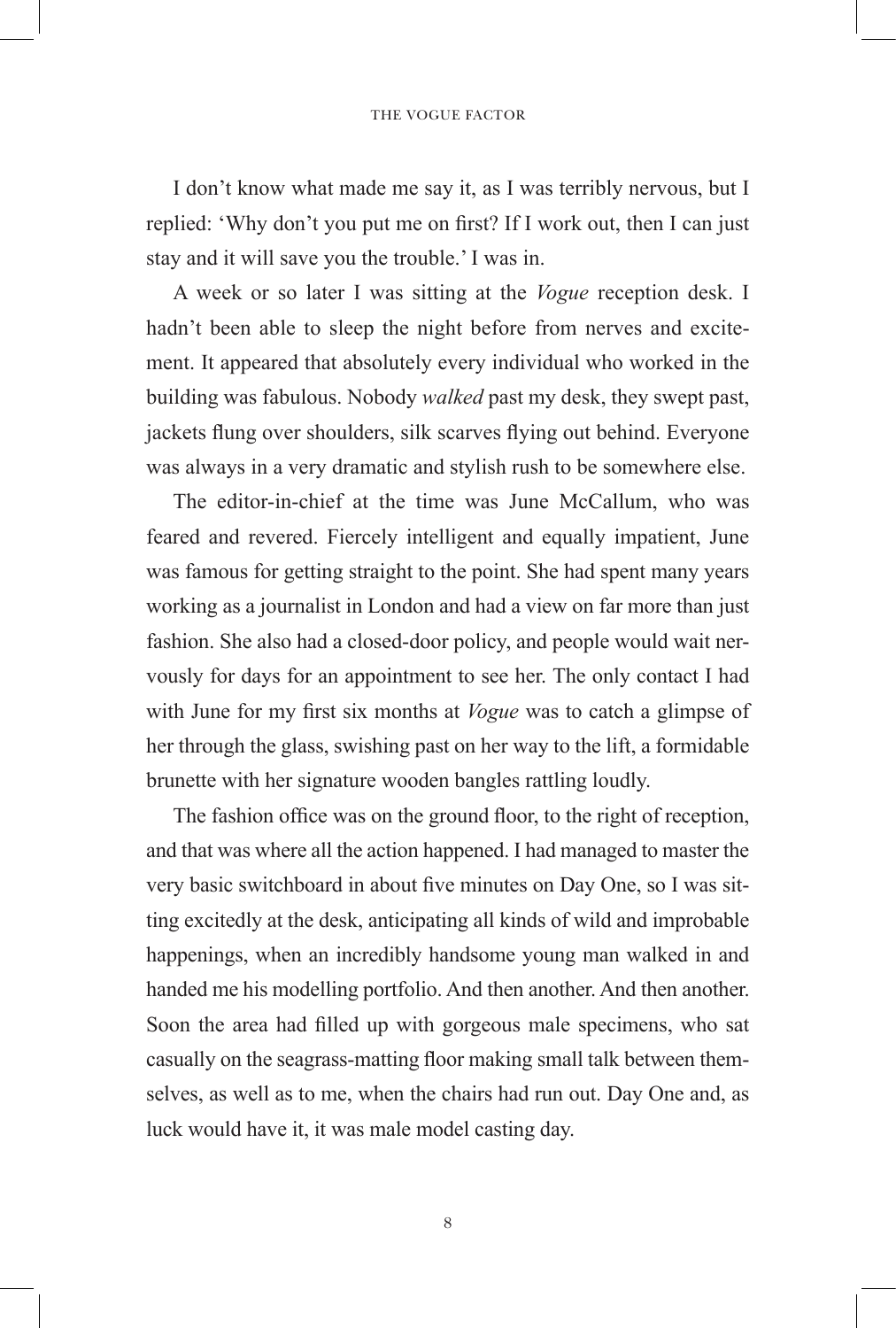I don't know what made me say it, as I was terribly nervous, but I replied: 'Why don't you put me on first? If I work out, then I can just stay and it will save you the trouble.' I was in.

A week or so later I was sitting at the *Vogue* reception desk. I hadn't been able to sleep the night before from nerves and excitement. It appeared that absolutely every individual who worked in the building was fabulous. Nobody *walked* past my desk, they swept past, jackets flung over shoulders, silk scarves flying out behind. Everyone was always in a very dramatic and stylish rush to be somewhere else.

The editor-in-chief at the time was June McCallum, who was feared and revered. Fiercely intelligent and equally impatient, June was famous for getting straight to the point. She had spent many years working as a journalist in London and had a view on far more than just fashion. She also had a closed-door policy, and people would wait nervously for days for an appointment to see her. The only contact I had with June for my first six months at *Vogue* was to catch a glimpse of her through the glass, swishing past on her way to the lift, a formidable brunette with her signature wooden bangles rattling loudly.

The fashion office was on the ground floor, to the right of reception, and that was where all the action happened. I had managed to master the very basic switchboard in about five minutes on Day One, so I was sitting excitedly at the desk, anticipating all kinds of wild and improbable happenings, when an incredibly handsome young man walked in and handed me his modelling portfolio. And then another. And then another. Soon the area had filled up with gorgeous male specimens, who sat casually on the seagrass-matting floor making small talk between themselves, as well as to me, when the chairs had run out. Day One and, as luck would have it, it was male model casting day.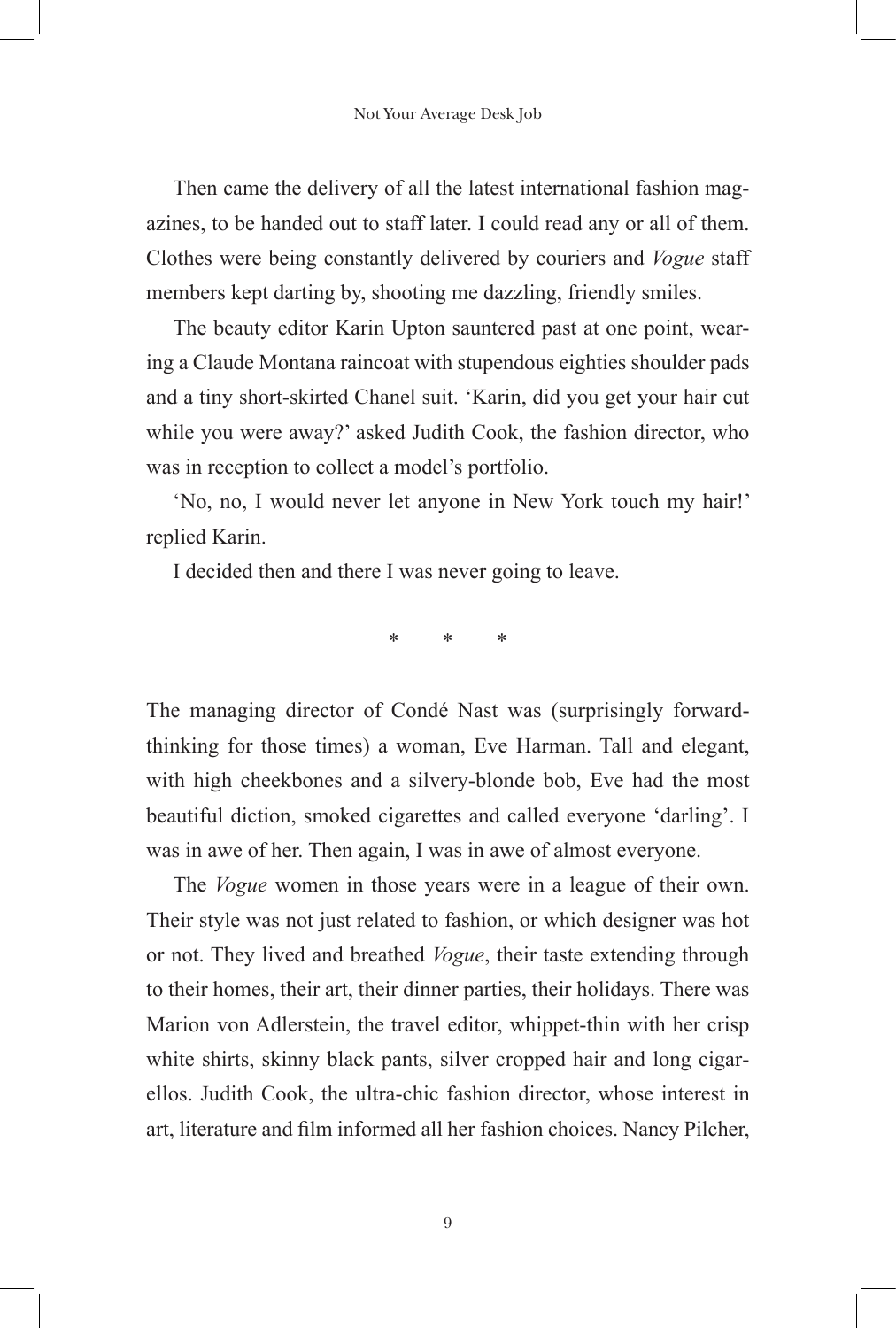Then came the delivery of all the latest international fashion magazines, to be handed out to staff later. I could read any or all of them. Clothes were being constantly delivered by couriers and *Vogue* staff members kept darting by, shooting me dazzling, friendly smiles.

The beauty editor Karin Upton sauntered past at one point, wearing a Claude Montana raincoat with stupendous eighties shoulder pads and a tiny short-skirted Chanel suit. 'Karin, did you get your hair cut while you were away?' asked Judith Cook, the fashion director, who was in reception to collect a model's portfolio.

'No, no, I would never let anyone in New York touch my hair!' replied Karin.

I decided then and there I was never going to leave.

\* \* \*

The managing director of Condé Nast was (surprisingly forward-thinking for those times) a woman, Eve Harman. Tall and elegant, with high cheekbones and a silvery-blonde bob, Eve had the most beautiful diction, smoked cigarettes and called everyone 'darling'. I was in awe of her. Then again, I was in awe of almost everyone.

The *Vogue* women in those years were in a league of their own. Their style was not just related to fashion, or which designer was hot or not. They lived and breathed *Vogue*, their taste extending through to their homes, their art, their dinner parties, their holidays. There was Marion von Adlerstein, the travel editor, whippet-thin with her crisp white shirts, skinny black pants, silver cropped hair and long cigarellos. Judith Cook, the ultra-chic fashion director, whose interest in art, literature and film informed all her fashion choices. Nancy Pilcher,